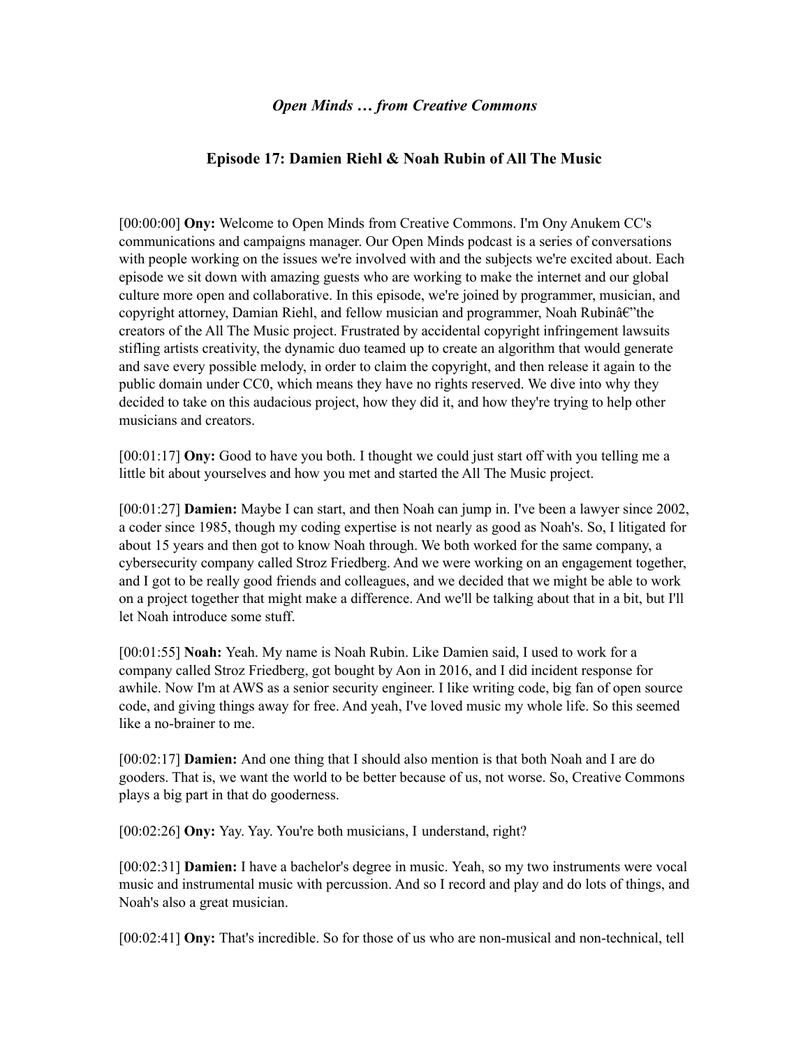## *Open Minds … from Creative Commons*

### Episode 17: Damien Riehl & Noah Rubin of All The Music

[00:00:00] **Ony:** Welcome to Open Minds from Creative Commons. I'm Ony Anukem CC's communications and campaigns manager. Our Open Minds podcast is a series of conversations with people working on the issues we're involved with and the subjects we're excited about. Each episode we sit down with amazing guests who are working to make the internet and our global culture more open and collaborative. In this episode, we're joined by programmer, musician, and copyright attorney, Damian Riehl, and fellow musician and programmer, Noah Rubinâ€"the creators of the All The Music project. Frustrated by accidental copyright infringement lawsuits stifling artists creativity, the dynamic duo teamed up to create an algorithm that would generate and save every possible melody, in order to claim the copyright, and then release it again to the public domain under CC0, which means they have no rights reserved. We dive into why they decided to take on this audacious project, how they did it, and how they're trying to help other musicians and creators.

[00:01:17] **Ony:** Good to have you both. I thought we could just start off with you telling me a little bit about yourselves and how you met and started the All The Music project.

[00:01:27] **Damien:** Maybe I can start, and then Noah can jump in. I've been a lawyer since 2002, a coder since 1985, though my coding expertise is not nearly as good as Noah's. So, I litigated for about 15 years and then got to know Noah through. We both worked for the same company, a cybersecurity company called Stroz Friedberg. And we were working on an engagement together, and I got to be really good friends and colleagues, and we decided that we might be able to work on a project together that might make a difference. And we'll be talking about that in a bit, but I'll let Noah introduce some stuff.

[00:01:55] **Noah:** Yeah. My name is Noah Rubin. Like Damien said, I used to work for a company called Stroz Friedberg, got bought by Aon in 2016, and I did incident response for awhile. Now I'm at AWS as a senior security engineer. I like writing code, big fan of open source code, and giving things away for free. And yeah, I've loved music my whole life. So this seemed like a no-brainer to me.

[00:02:17] **Damien:** And one thing that I should also mention is that both Noah and I are do gooders. That is, we want the world to be better because of us, not worse. So, Creative Commons plays a big part in that do gooderness.

[00:02:26] **Ony:** Yay. Yay. You're both musicians, I understand, right?

[00:02:31] **Damien:** I have a bachelor's degree in music. Yeah, so my two instruments were vocal music and instrumental music with percussion. And so I record and play and do lots of things, and Noah's also a great musician.

[00:02:41] **Ony:** That's incredible. So for those of us who are non-musical and non-technical, tell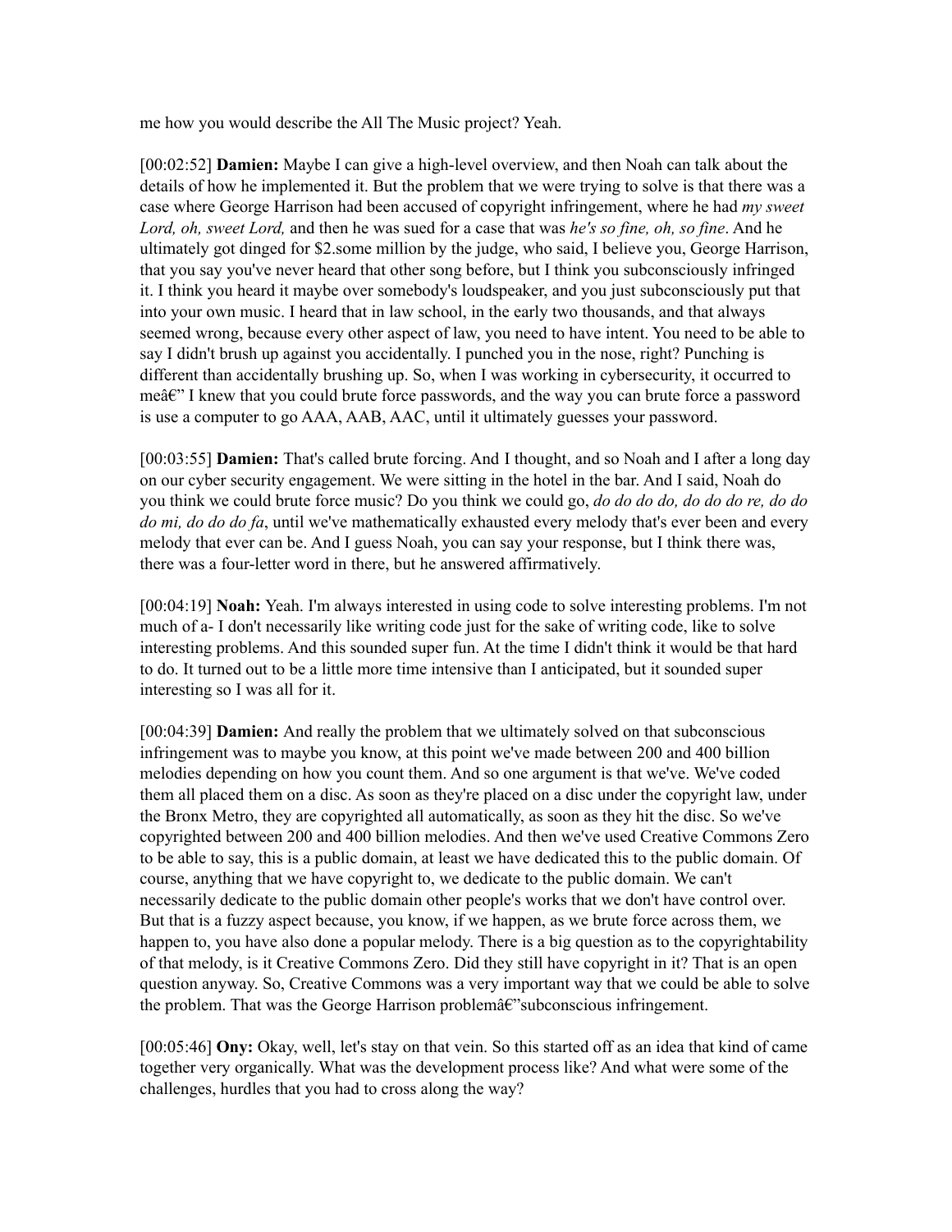me how you would describe the All The Music project? Yeah.

[00:02:52] **Damien:** Maybe I can give a high-level overview, and then Noah can talk about the details of how he implemented it. But the problem that we were trying to solve is that there was a case where George Harrison had been accused of copyright infringement, where he had *my sweet Lord, oh, sweet Lord,* and then he was sued for a case that was *he's so fine, oh, so fine*. And he ultimately got dinged for $2.some million by the judge, who said, I believe you, George Harrison, that you say you've never heard that other song before, but I think you subconsciously infringed it. I think you heard it maybe over somebody's loudspeaker, and you just subconsciously put that into your own music. I heard that in law school, in the early two thousands, and that always seemed wrong, because every other aspect of law, you need to have intent. You need to be able to say I didn't brush up against you accidentally. I punched you in the nose, right? Punching is different than accidentally brushing up. So, when I was working in cybersecurity, it occurred to meâ€" I knew that you could brute force passwords, and the way you can brute force a password is use a computer to go AAA, AAB, AAC, until it ultimately guesses your password.

[00:03:55] **Damien:** That's called brute forcing. And I thought, and so Noah and I after a long day on our cyber security engagement. We were sitting in the hotel in the bar. And I said, Noah do you think we could brute force music? Do you think we could go, *do do do do, do do do re, do do do mi, do do do fa*, until we've mathematically exhausted every melody that's ever been and every melody that ever can be. And I guess Noah, you can say your response, but I think there was, there was a four-letter word in there, but he answered affirmatively.

[00:04:19] **Noah:** Yeah. I'm always interested in using code to solve interesting problems. I'm not much of a- I don't necessarily like writing code just for the sake of writing code, like to solve interesting problems. And this sounded super fun. At the time I didn't think it would be that hard to do. It turned out to be a little more time intensive than I anticipated, but it sounded super interesting so I was all for it.

[00:04:39] **Damien:** And really the problem that we ultimately solved on that subconscious infringement was to maybe you know, at this point we've made between 200 and 400 billion melodies depending on how you count them. And so one argument is that we've. We've coded them all placed them on a disc. As soon as they're placed on a disc under the copyright law, under the Bronx Metro, they are copyrighted all automatically, as soon as they hit the disc. So we've copyrighted between 200 and 400 billion melodies. And then we've used Creative Commons Zero to be able to say, this is a public domain, at least we have dedicated this to the public domain. Of course, anything that we have copyright to, we dedicate to the public domain. We can't necessarily dedicate to the public domain other people's works that we don't have control over. But that is a fuzzy aspect because, you know, if we happen, as we brute force across them, we happen to, you have also done a popular melody. There is a big question as to the copyrightability of that melody, is it Creative Commons Zero. Did they still have copyright in it? That is an open question anyway. So, Creative Commons was a very important way that we could be able to solve the problem. That was the George Harrison problemâ€"subconscious infringement.

[00:05:46] **Ony:** Okay, well, let's stay on that vein. So this started off as an idea that kind of came together very organically. What was the development process like? And what were some of the challenges, hurdles that you had to cross along the way?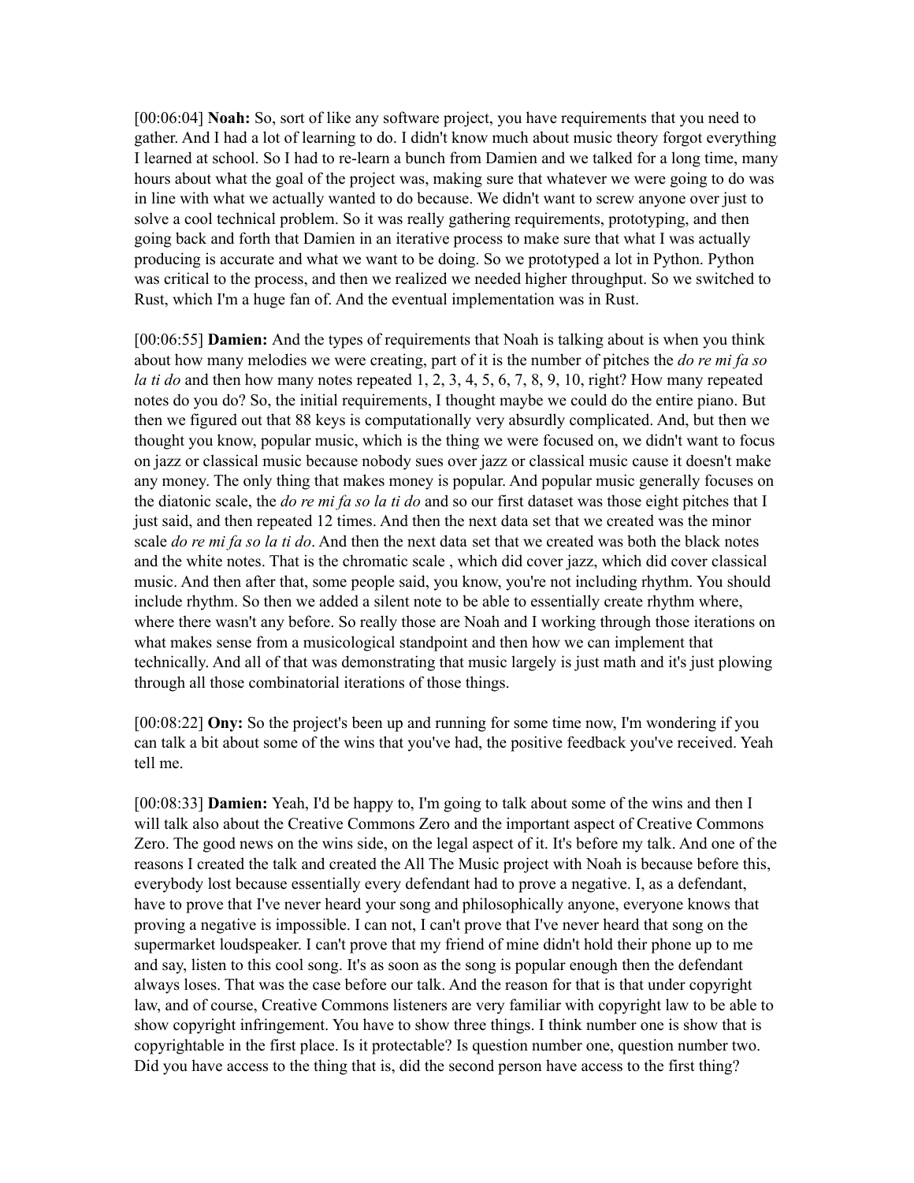[00:06:04] **Noah:** So, sort of like any software project, you have requirements that you need to gather. And I had a lot of learning to do. I didn't know much about music theory forgot everything I learned at school. So I had to re-learn a bunch from Damien and we talked for a long time, many hours about what the goal of the project was, making sure that whatever we were going to do was in line with what we actually wanted to do because. We didn't want to screw anyone over just to solve a cool technical problem. So it was really gathering requirements, prototyping, and then going back and forth that Damien in an iterative process to make sure that what I was actually producing is accurate and what we want to be doing. So we prototyped a lot in Python. Python was critical to the process, and then we realized we needed higher throughput. So we switched to Rust, which I'm a huge fan of. And the eventual implementation was in Rust.

[00:06:55] **Damien:** And the types of requirements that Noah is talking about is when you think about how many melodies we were creating, part of it is the number of pitches the *do re mi fa so la ti do* and then how many notes repeated 1, 2, 3, 4, 5, 6, 7, 8, 9, 10, right? How many repeated notes do you do? So, the initial requirements, I thought maybe we could do the entire piano. But then we figured out that 88 keys is computationally very absurdly complicated. And, but then we thought you know, popular music, which is the thing we were focused on, we didn't want to focus on jazz or classical music because nobody sues over jazz or classical music cause it doesn't make any money. The only thing that makes money is popular. And popular music generally focuses on the diatonic scale, the *do re mi fa so la ti do* and so our first dataset was those eight pitches that I just said, and then repeated 12 times. And then the next data set that we created was the minor scale *do re mi fa so la ti do*. And then the next data set that we created was both the black notes and the white notes. That is the chromatic scale , which did cover jazz, which did cover classical music. And then after that, some people said, you know, you're not including rhythm. You should include rhythm. So then we added a silent note to be able to essentially create rhythm where, where there wasn't any before. So really those are Noah and I working through those iterations on what makes sense from a musicological standpoint and then how we can implement that technically. And all of that was demonstrating that music largely is just math and it's just plowing through all those combinatorial iterations of those things.

[00:08:22] **Ony:** So the project's been up and running for some time now, I'm wondering if you can talk a bit about some of the wins that you've had, the positive feedback you've received. Yeah tell me.

[00:08:33] **Damien:** Yeah, I'd be happy to, I'm going to talk about some of the wins and then I will talk also about the Creative Commons Zero and the important aspect of Creative Commons Zero. The good news on the wins side, on the legal aspect of it. It's before my talk. And one of the reasons I created the talk and created the All The Music project with Noah is because before this, everybody lost because essentially every defendant had to prove a negative. I, as a defendant, have to prove that I've never heard your song and philosophically anyone, everyone knows that proving a negative is impossible. I can not, I can't prove that I've never heard that song on the supermarket loudspeaker. I can't prove that my friend of mine didn't hold their phone up to me and say, listen to this cool song. It's as soon as the song is popular enough then the defendant always loses. That was the case before our talk. And the reason for that is that under copyright law, and of course, Creative Commons listeners are very familiar with copyright law to be able to show copyright infringement. You have to show three things. I think number one is show that is copyrightable in the first place. Is it protectable? Is question number one, question number two. Did you have access to the thing that is, did the second person have access to the first thing?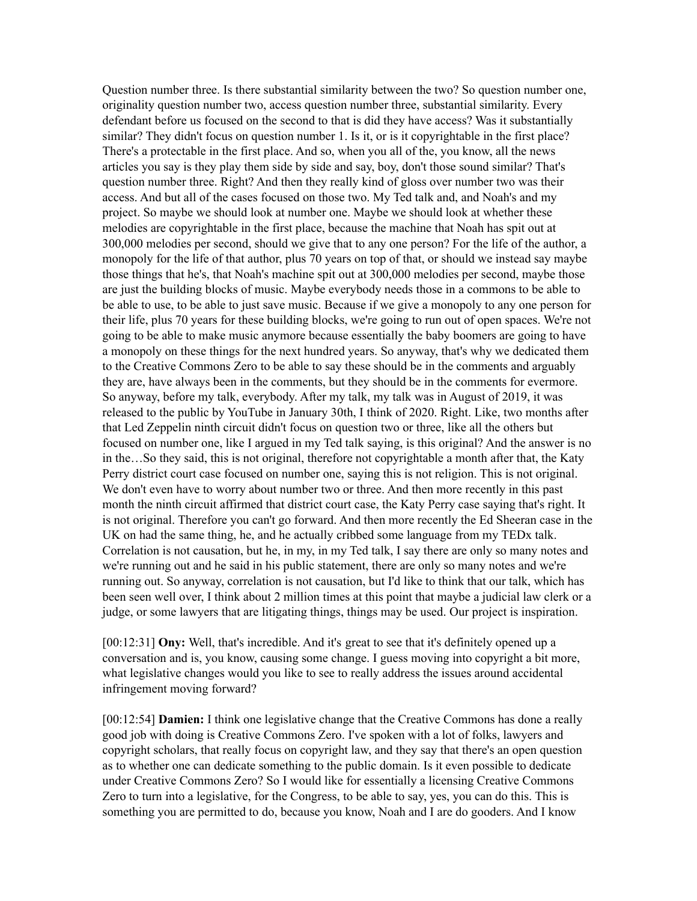Question number three. Is there substantial similarity between the two? So question number one, originality question number two, access question number three, substantial similarity. Every defendant before us focused on the second to that is did they have access? Was it substantially similar? They didn't focus on question number 1. Is it, or is it copyrightable in the first place? There's a protectable in the first place. And so, when you all of the, you know, all the news articles you say is they play them side by side and say, boy, don't those sound similar? That's question number three. Right? And then they really kind of gloss over number two was their access. And but all of the cases focused on those two. My Ted talk and, and Noah's and my project. So maybe we should look at number one. Maybe we should look at whether these melodies are copyrightable in the first place, because the machine that Noah has spit out at 300,000 melodies per second, should we give that to any one person? For the life of the author, a monopoly for the life of that author, plus 70 years on top of that, or should we instead say maybe those things that he's, that Noah's machine spit out at 300,000 melodies per second, maybe those are just the building blocks of music. Maybe everybody needs those in a commons to be able to be able to use, to be able to just save music. Because if we give a monopoly to any one person for their life, plus 70 years for these building blocks, we're going to run out of open spaces. We're not going to be able to make music anymore because essentially the baby boomers are going to have a monopoly on these things for the next hundred years. So anyway, that's why we dedicated them to the Creative Commons Zero to be able to say these should be in the comments and arguably they are, have always been in the comments, but they should be in the comments for evermore. So anyway, before my talk, everybody. After my talk, my talk was in August of 2019, it was released to the public by YouTube in January 30th, I think of 2020. Right. Like, two months after that Led Zeppelin ninth circuit didn't focus on question two or three, like all the others but focused on number one, like I argued in my Ted talk saying, is this original? And the answer is no in the…So they said, this is not original, therefore not copyrightable a month after that, the Katy Perry district court case focused on number one, saying this is not religion. This is not original. We don't even have to worry about number two or three. And then more recently in this past month the ninth circuit affirmed that district court case, the Katy Perry case saying that's right. It is not original. Therefore you can't go forward. And then more recently the Ed Sheeran case in the UK on had the same thing, he, and he actually cribbed some language from my TEDx talk. Correlation is not causation, but he, in my, in my Ted talk, I say there are only so many notes and we're running out and he said in his public statement, there are only so many notes and we're running out. So anyway, correlation is not causation, but I'd like to think that our talk, which has been seen well over, I think about 2 million times at this point that maybe a judicial law clerk or a judge, or some lawyers that are litigating things, things may be used. Our project is inspiration.

[00:12:31] **Ony:** Well, that's incredible. And it's great to see that it's definitely opened up a conversation and is, you know, causing some change. I guess moving into copyright a bit more, what legislative changes would you like to see to really address the issues around accidental infringement moving forward?

[00:12:54] **Damien:** I think one legislative change that the Creative Commons has done a really good job with doing is Creative Commons Zero. I've spoken with a lot of folks, lawyers and copyright scholars, that really focus on copyright law, and they say that there's an open question as to whether one can dedicate something to the public domain. Is it even possible to dedicate under Creative Commons Zero? So I would like for essentially a licensing Creative Commons Zero to turn into a legislative, for the Congress, to be able to say, yes, you can do this. This is something you are permitted to do, because you know, Noah and I are do gooders. And I know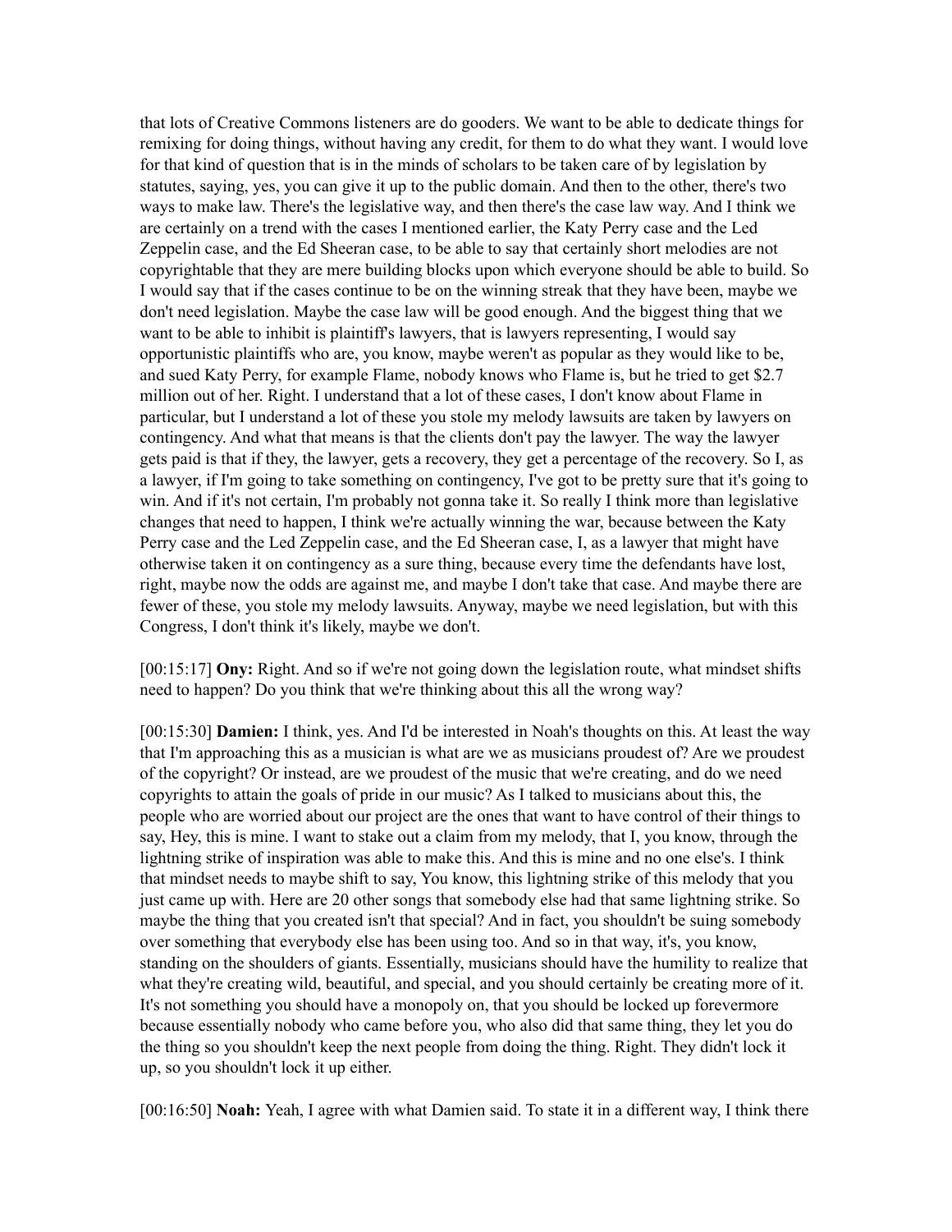that lots of Creative Commons listeners are do gooders. We want to be able to dedicate things for remixing for doing things, without having any credit, for them to do what they want. I would love for that kind of question that is in the minds of scholars to be taken care of by legislation by statutes, saying, yes, you can give it up to the public domain. And then to the other, there's two ways to make law. There's the legislative way, and then there's the case law way. And I think we are certainly on a trend with the cases I mentioned earlier, the Katy Perry case and the Led Zeppelin case, and the Ed Sheeran case, to be able to say that certainly short melodies are not copyrightable that they are mere building blocks upon which everyone should be able to build. So I would say that if the cases continue to be on the winning streak that they have been, maybe we don't need legislation. Maybe the case law will be good enough. And the biggest thing that we want to be able to inhibit is plaintiff's lawyers, that is lawyers representing, I would say opportunistic plaintiffs who are, you know, maybe weren't as popular as they would like to be, and sued Katy Perry, for example Flame, nobody knows who Flame is, but he tried to get $2.7 million out of her. Right. I understand that a lot of these cases, I don't know about Flame in particular, but I understand a lot of these you stole my melody lawsuits are taken by lawyers on contingency. And what that means is that the clients don't pay the lawyer. The way the lawyer gets paid is that if they, the lawyer, gets a recovery, they get a percentage of the recovery. So I, as a lawyer, if I'm going to take something on contingency, I've got to be pretty sure that it's going to win. And if it's not certain, I'm probably not gonna take it. So really I think more than legislative changes that need to happen, I think we're actually winning the war, because between the Katy Perry case and the Led Zeppelin case, and the Ed Sheeran case, I, as a lawyer that might have otherwise taken it on contingency as a sure thing, because every time the defendants have lost, right, maybe now the odds are against me, and maybe I don't take that case. And maybe there are fewer of these, you stole my melody lawsuits. Anyway, maybe we need legislation, but with this Congress, I don't think it's likely, maybe we don't.

[00:15:17] **Ony:** Right. And so if we're not going down the legislation route, what mindset shifts need to happen? Do you think that we're thinking about this all the wrong way?

[00:15:30] **Damien:** I think, yes. And I'd be interested in Noah's thoughts on this. At least the way that I'm approaching this as a musician is what are we as musicians proudest of? Are we proudest of the copyright? Or instead, are we proudest of the music that we're creating, and do we need copyrights to attain the goals of pride in our music? As I talked to musicians about this, the people who are worried about our project are the ones that want to have control of their things to say, Hey, this is mine. I want to stake out a claim from my melody, that I, you know, through the lightning strike of inspiration was able to make this. And this is mine and no one else's. I think that mindset needs to maybe shift to say, You know, this lightning strike of this melody that you just came up with. Here are 20 other songs that somebody else had that same lightning strike. So maybe the thing that you created isn't that special? And in fact, you shouldn't be suing somebody over something that everybody else has been using too. And so in that way, it's, you know, standing on the shoulders of giants. Essentially, musicians should have the humility to realize that what they're creating wild, beautiful, and special, and you should certainly be creating more of it. It's not something you should have a monopoly on, that you should be locked up forevermore because essentially nobody who came before you, who also did that same thing, they let you do the thing so you shouldn't keep the next people from doing the thing. Right. They didn't lock it up, so you shouldn't lock it up either.

[00:16:50] **Noah:** Yeah, I agree with what Damien said. To state it in a different way, I think there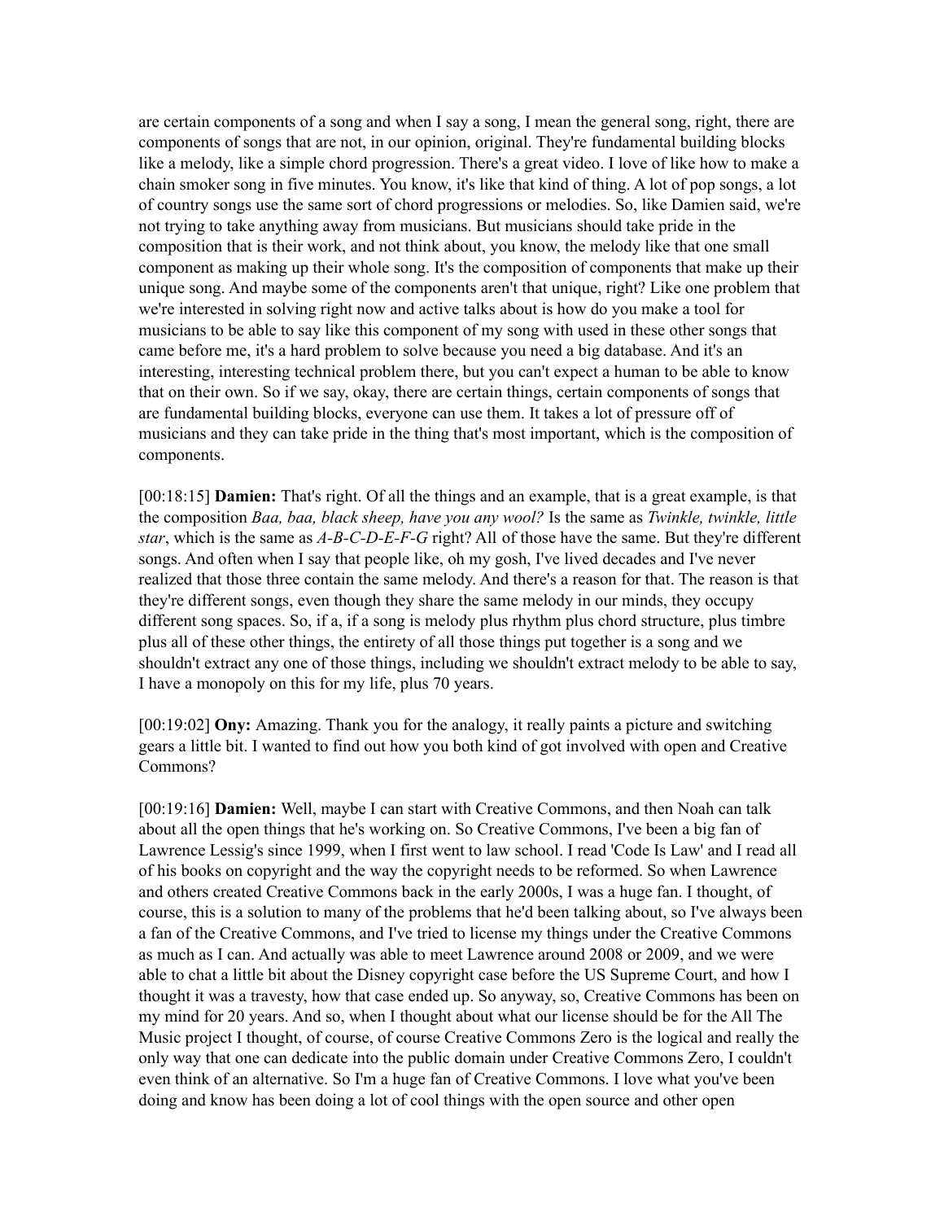are certain components of a song and when I say a song, I mean the general song, right, there are components of songs that are not, in our opinion, original. They're fundamental building blocks like a melody, like a simple chord progression. There's a great video. I love of like how to make a chain smoker song in five minutes. You know, it's like that kind of thing. A lot of pop songs, a lot of country songs use the same sort of chord progressions or melodies. So, like Damien said, we're not trying to take anything away from musicians. But musicians should take pride in the composition that is their work, and not think about, you know, the melody like that one small component as making up their whole song. It's the composition of components that make up their unique song. And maybe some of the components aren't that unique, right? Like one problem that we're interested in solving right now and active talks about is how do you make a tool for musicians to be able to say like this component of my song with used in these other songs that came before me, it's a hard problem to solve because you need a big database. And it's an interesting, interesting technical problem there, but you can't expect a human to be able to know that on their own. So if we say, okay, there are certain things, certain components of songs that are fundamental building blocks, everyone can use them. It takes a lot of pressure off of musicians and they can take pride in the thing that's most important, which is the composition of components.

[00:18:15] **Damien:** That's right. Of all the things and an example, that is a great example, is that the composition *Baa, baa, black sheep, have you any wool?* Is the same as *Twinkle, twinkle, little star*, which is the same as *A-B-C-D-E-F-G* right? All of those have the same. But they're different songs. And often when I say that people like, oh my gosh, I've lived decades and I've never realized that those three contain the same melody. And there's a reason for that. The reason is that they're different songs, even though they share the same melody in our minds, they occupy different song spaces. So, if a, if a song is melody plus rhythm plus chord structure, plus timbre plus all of these other things, the entirety of all those things put together is a song and we shouldn't extract any one of those things, including we shouldn't extract melody to be able to say, I have a monopoly on this for my life, plus 70 years.

[00:19:02] **Ony:** Amazing. Thank you for the analogy, it really paints a picture and switching gears a little bit. I wanted to find out how you both kind of got involved with open and Creative Commons?

[00:19:16] **Damien:** Well, maybe I can start with Creative Commons, and then Noah can talk about all the open things that he's working on. So Creative Commons, I've been a big fan of Lawrence Lessig's since 1999, when I first went to law school. I read 'Code Is Law' and I read all of his books on copyright and the way the copyright needs to be reformed. So when Lawrence and others created Creative Commons back in the early 2000s, I was a huge fan. I thought, of course, this is a solution to many of the problems that he'd been talking about, so I've always been a fan of the Creative Commons, and I've tried to license my things under the Creative Commons as much as I can. And actually was able to meet Lawrence around 2008 or 2009, and we were able to chat a little bit about the Disney copyright case before the US Supreme Court, and how I thought it was a travesty, how that case ended up. So anyway, so, Creative Commons has been on my mind for 20 years. And so, when I thought about what our license should be for the All The Music project I thought, of course, of course Creative Commons Zero is the logical and really the only way that one can dedicate into the public domain under Creative Commons Zero, I couldn't even think of an alternative. So I'm a huge fan of Creative Commons. I love what you've been doing and know has been doing a lot of cool things with the open source and other open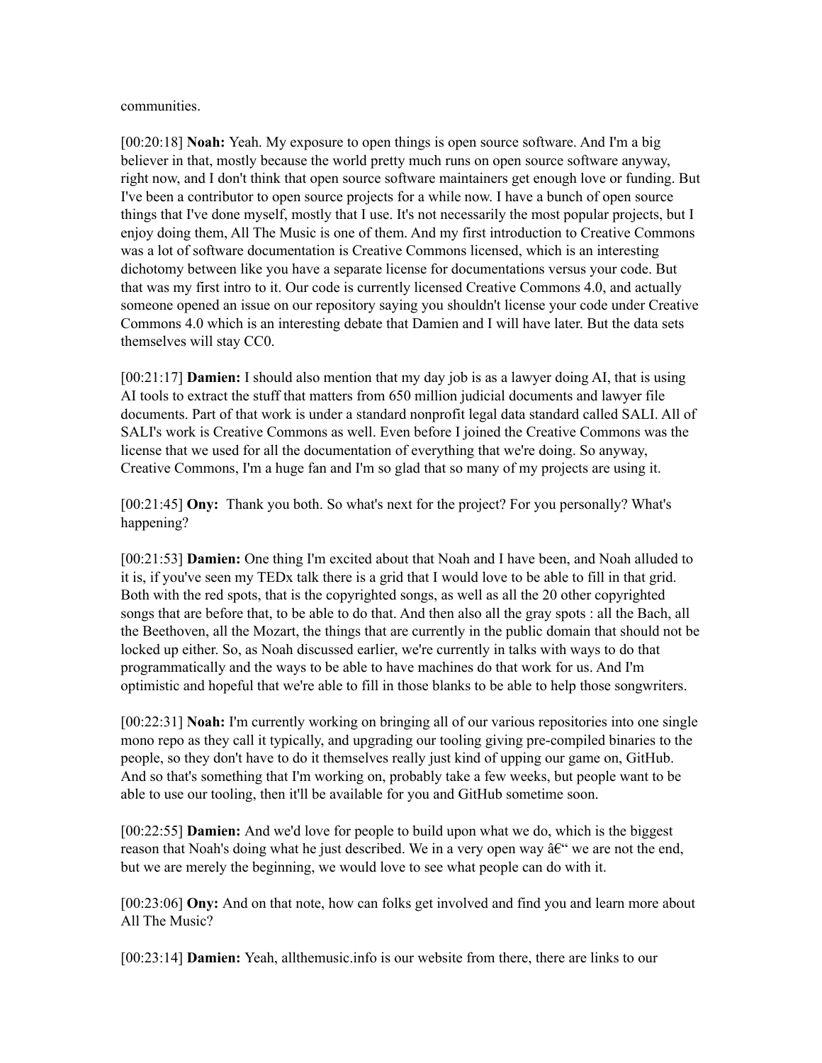communities.

[00:20:18] **Noah:** Yeah. My exposure to open things is open source software. And I'm a big believer in that, mostly because the world pretty much runs on open source software anyway, right now, and I don't think that open source software maintainers get enough love or funding. But I've been a contributor to open source projects for a while now. I have a bunch of open source things that I've done myself, mostly that I use. It's not necessarily the most popular projects, but I enjoy doing them, All The Music is one of them. And my first introduction to Creative Commons was a lot of software documentation is Creative Commons licensed, which is an interesting dichotomy between like you have a separate license for documentations versus your code. But that was my first intro to it. Our code is currently licensed Creative Commons 4.0, and actually someone opened an issue on our repository saying you shouldn't license your code under Creative Commons 4.0 which is an interesting debate that Damien and I will have later. But the data sets themselves will stay CC0.

[00:21:17] **Damien:** I should also mention that my day job is as a lawyer doing AI, that is using AI tools to extract the stuff that matters from 650 million judicial documents and lawyer file documents. Part of that work is under a standard nonprofit legal data standard called SALI. All of SALI's work is Creative Commons as well. Even before I joined the Creative Commons was the license that we used for all the documentation of everything that we're doing. So anyway, Creative Commons, I'm a huge fan and I'm so glad that so many of my projects are using it.

[00:21:45] **Ony:** Thank you both. So what's next for the project? For you personally? What's happening?

[00:21:53] **Damien:** One thing I'm excited about that Noah and I have been, and Noah alluded to it is, if you've seen my TEDx talk there is a grid that I would love to be able to fill in that grid. Both with the red spots, that is the copyrighted songs, as well as all the 20 other copyrighted songs that are before that, to be able to do that. And then also all the gray spots : all the Bach, all the Beethoven, all the Mozart, the things that are currently in the public domain that should not be locked up either. So, as Noah discussed earlier, we're currently in talks with ways to do that programmatically and the ways to be able to have machines do that work for us. And I'm optimistic and hopeful that we're able to fill in those blanks to be able to help those songwriters.

[00:22:31] **Noah:** I'm currently working on bringing all of our various repositories into one single mono repo as they call it typically, and upgrading our tooling giving pre-compiled binaries to the people, so they don't have to do it themselves really just kind of upping our game on, GitHub. And so that's something that I'm working on, probably take a few weeks, but people want to be able to use our tooling, then it'll be available for you and GitHub sometime soon.

[00:22:55] **Damien:** And we'd love for people to build upon what we do, which is the biggest reason that Noah's doing what he just described. We in a very open way â€“ we are not the end, but we are merely the beginning, we would love to see what people can do with it.

[00:23:06] **Ony:** And on that note, how can folks get involved and find you and learn more about All The Music?

[00:23:14] **Damien:** Yeah, allthemusic.info is our website from there, there are links to our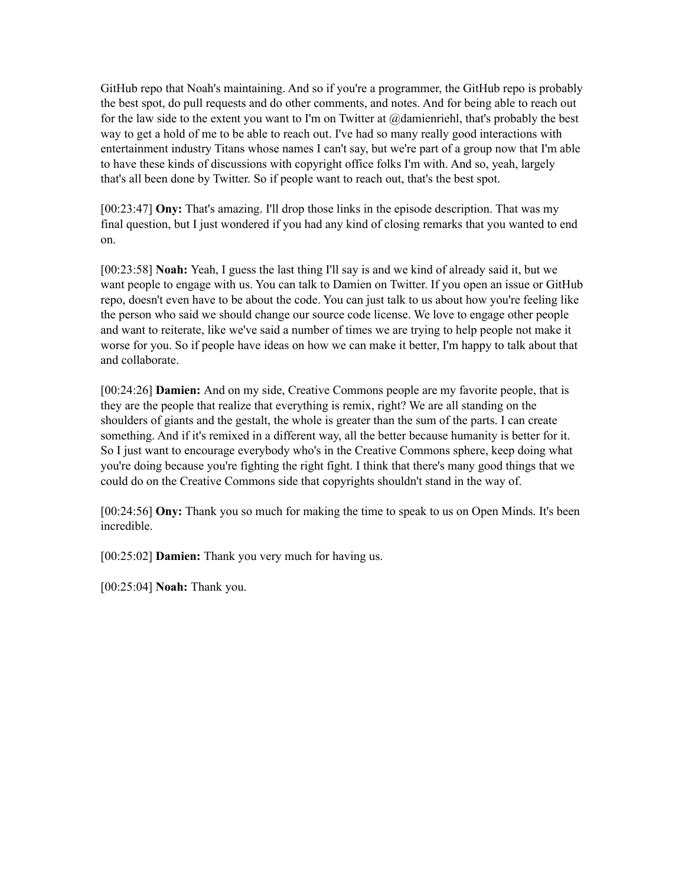GitHub repo that Noah's maintaining. And so if you're a programmer, the GitHub repo is probably the best spot, do pull requests and do other comments, and notes. And for being able to reach out for the law side to the extent you want to I'm on Twitter at @damienriehl, that's probably the best way to get a hold of me to be able to reach out. I've had so many really good interactions with entertainment industry Titans whose names I can't say, but we're part of a group now that I'm able to have these kinds of discussions with copyright office folks I'm with. And so, yeah, largely that's all been done by Twitter. So if people want to reach out, that's the best spot.

[00:23:47] **Ony:** That's amazing. I'll drop those links in the episode description. That was my final question, but I just wondered if you had any kind of closing remarks that you wanted to end on.

[00:23:58] **Noah:** Yeah, I guess the last thing I'll say is and we kind of already said it, but we want people to engage with us. You can talk to Damien on Twitter. If you open an issue or GitHub repo, doesn't even have to be about the code. You can just talk to us about how you're feeling like the person who said we should change our source code license. We love to engage other people and want to reiterate, like we've said a number of times we are trying to help people not make it worse for you. So if people have ideas on how we can make it better, I'm happy to talk about that and collaborate.

[00:24:26] **Damien:** And on my side, Creative Commons people are my favorite people, that is they are the people that realize that everything is remix, right? We are all standing on the shoulders of giants and the gestalt, the whole is greater than the sum of the parts. I can create something. And if it's remixed in a different way, all the better because humanity is better for it. So I just want to encourage everybody who's in the Creative Commons sphere, keep doing what you're doing because you're fighting the right fight. I think that there's many good things that we could do on the Creative Commons side that copyrights shouldn't stand in the way of.

[00:24:56] **Ony:** Thank you so much for making the time to speak to us on Open Minds. It's been incredible.

[00:25:02] **Damien:** Thank you very much for having us.

[00:25:04] **Noah:** Thank you.